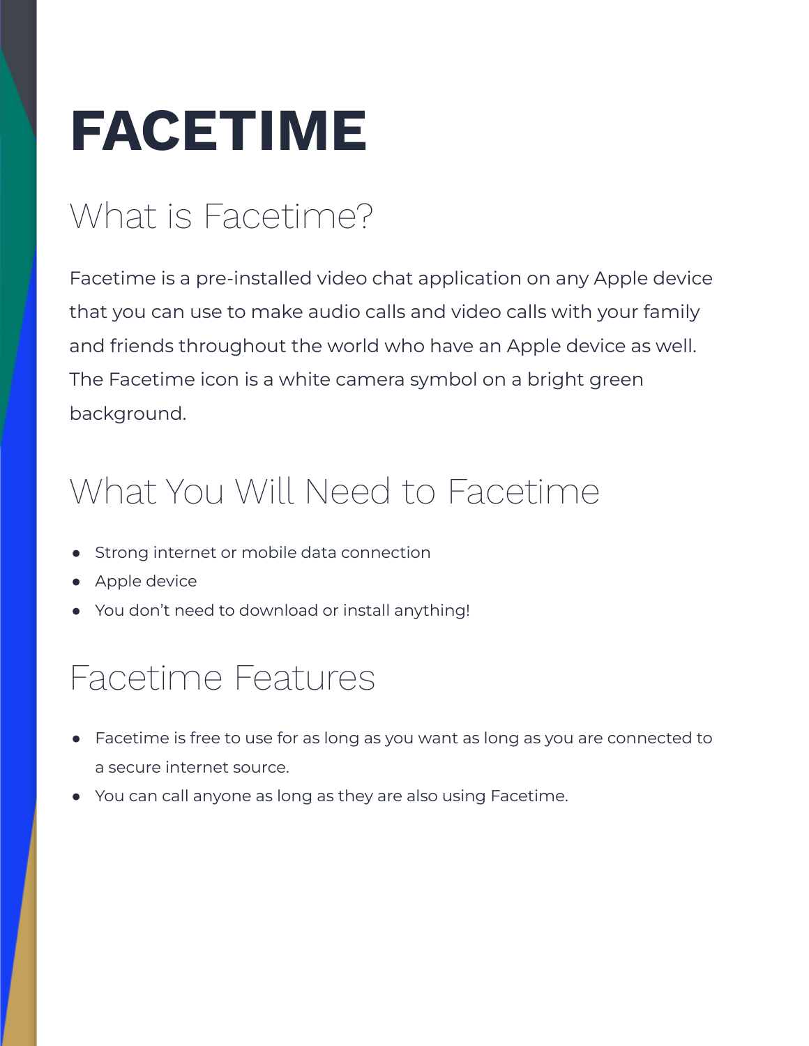# FACETIME

## What is Facetime?

Facetime is a pre-installed video chat application on any Apple device that you can use to make audio calls and video calls with your family and friends throughout the world who have an Apple device as well. The Facetime icon is a white camera symbol on a bright green background.

## What You Will Need to Facetime

- Strong internet or mobile data connection
- Apple device
- You don't need to download or install anything!

## Facetime Features

- Facetime is free to use for as long as you want as long as you are connected to a secure internet source.
- You can call anyone as long as they are also using Facetime.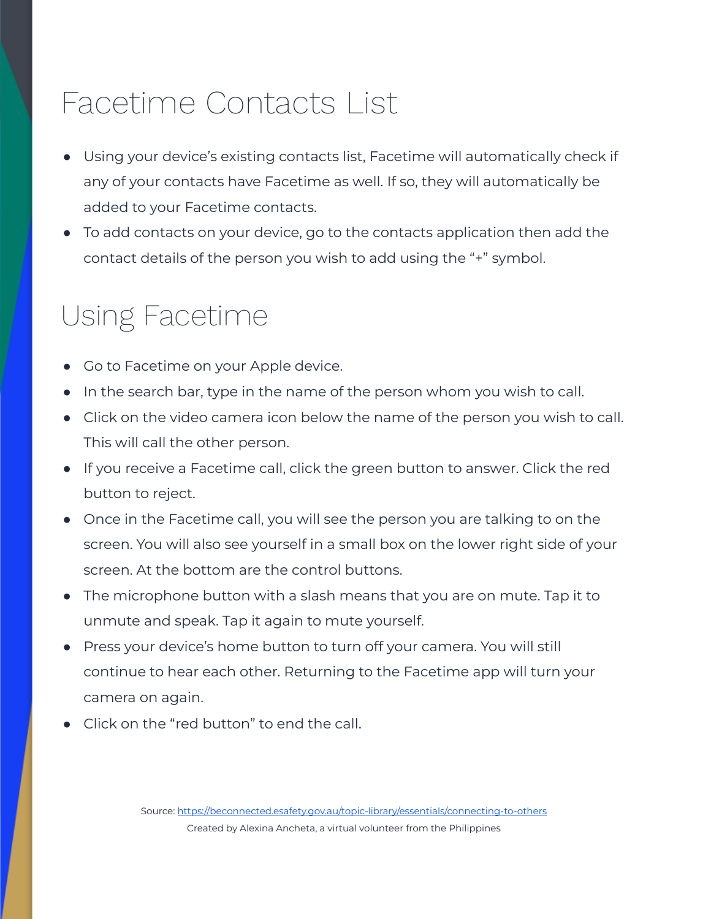# Facetime Contacts List

- Using your device's existing contacts list, Facetime will automatically check if any of your contacts have Facetime as well. If so, they will automatically be added to your Facetime contacts.
- To add contacts on your device, go to the contacts application then add the contact details of the person you wish to add using the "+" symbol.

# Using Facetime

- Go to Facetime on your Apple device.
- In the search bar, type in the name of the person whom you wish to call.
- Click on the video camera icon below the name of the person you wish to call. This will call the other person.
- If you receive a Facetime call, click the green button to answer. Click the red button to reject.
- Once in the Facetime call, you will see the person you are talking to on the screen. You will also see yourself in a small box on the lower right side of your screen. At the bottom are the control buttons.
- The microphone button with a slash means that you are on mute. Tap it to unmute and speak. Tap it again to mute yourself.
- Press your device's home button to turn off your camera. You will still continue to hear each other. Returning to the Facetime app will turn your camera on again.
- Click on the "red button" to end the call.

Source: https://beconnected.esafety.gov.au/topic-library/essentials/connecting-to-others

Created by Alexina Ancheta, a virtual volunteer from the Philippines